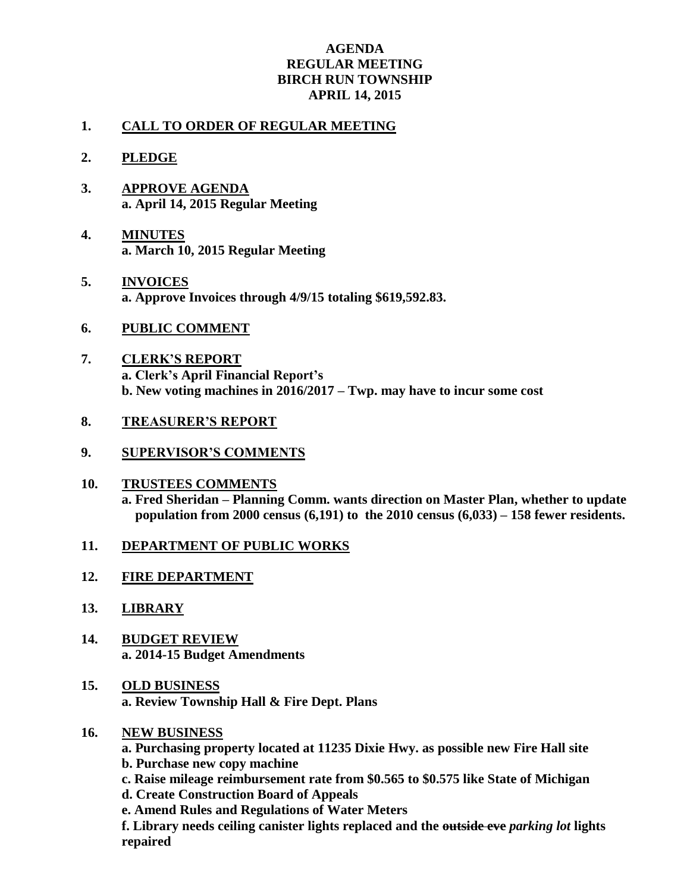**AGENDA**
**REGULAR MEETING**
**BIRCH RUN TOWNSHIP**
**APRIL 14, 2015**

1. **CALL TO ORDER OF REGULAR MEETING**

2. **PLEDGE**

3. **APPROVE AGENDA**
   **a. April 14, 2015 Regular Meeting**

4. **MINUTES**
   **a. March 10, 2015 Regular Meeting**

5. **INVOICES**
   **a. Approve Invoices through 4/9/15 totaling $619,592.83.**

6. **PUBLIC COMMENT**

7. **CLERK'S REPORT**
   **a. Clerk's April Financial Report's**
   **b. New voting machines in 2016/2017 – Twp. may have to incur some cost**

8. **TREASURER'S REPORT**

9. **SUPERVISOR'S COMMENTS**

10. **TRUSTEES COMMENTS**
    **a. Fred Sheridan – Planning Comm. wants direction on Master Plan, whether to update population from 2000 census (6,191) to the 2010 census (6,033) – 158 fewer residents.**

11. **DEPARTMENT OF PUBLIC WORKS**

12. **FIRE DEPARTMENT**

13. **LIBRARY**

14. **BUDGET REVIEW**
    **a. 2014-15 Budget Amendments**

15. **OLD BUSINESS**
    **a. Review Township Hall & Fire Dept. Plans**

16. **NEW BUSINESS**
    **a. Purchasing property located at 11235 Dixie Hwy. as possible new Fire Hall site**
    **b. Purchase new copy machine**
    **c. Raise mileage reimbursement rate from $0.565 to $0.575 like State of Michigan**
    **d. Create Construction Board of Appeals**
    **e. Amend Rules and Regulations of Water Meters**
    **f. Library needs ceiling canister lights replaced and the ~~outside eve~~ *parking lot* lights repaired**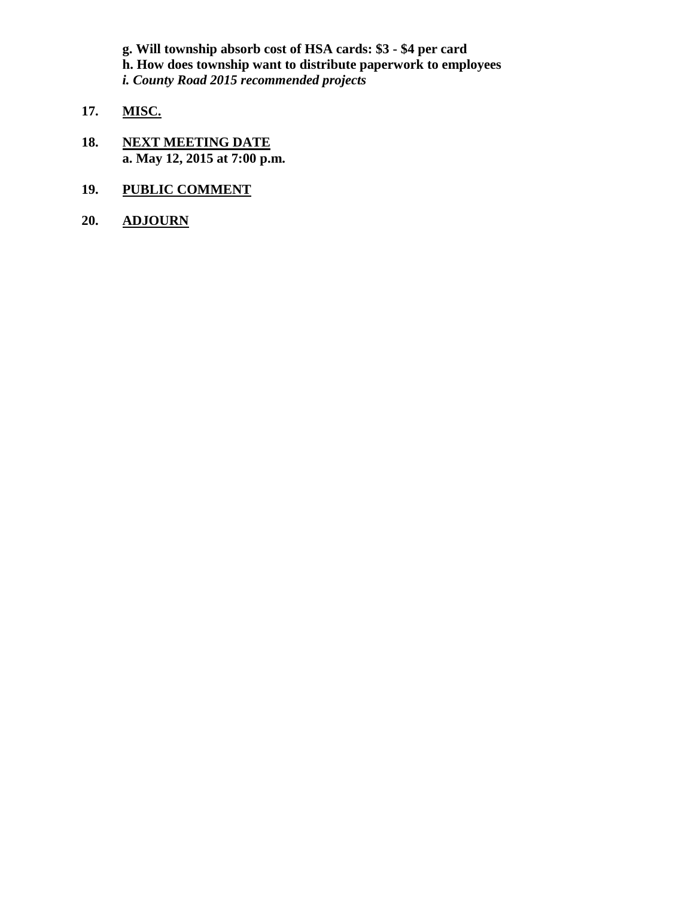**g. Will township absorb cost of HSA cards: $3 - $4 per card**
**h. How does township want to distribute paperwork to employees**
***i. County Road 2015 recommended projects***

**17. MISC.**

**18. NEXT MEETING DATE**
**a. May 12, 2015 at 7:00 p.m.**

**19. PUBLIC COMMENT**

**20. ADJOURN**